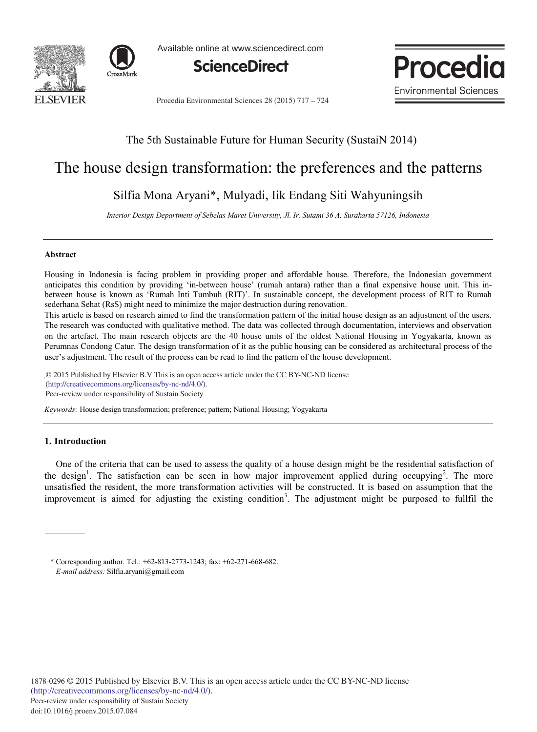The 5th Sustainable Future for Human Security (SustaiN 2014)

# The house design transformation: the preferences and the patterns

Silfia Mona Aryani*, Mulyadi, Iik Endang Siti Wahyuningsih

*Interior Design Department of Sebelas Maret University, Jl. Ir. Sutami 36 A, Surakarta 57126, Indonesia*

---

### Abstract

Housing in Indonesia is facing problem in providing proper and affordable house. Therefore, the Indonesian government anticipates this condition by providing 'in-between house' (rumah antara) rather than a final expensive house unit. This in-between house is known as 'Rumah Inti Tumbuh (RIT)'. In sustainable concept, the development process of RIT to Rumah sederhana Sehat (RsS) might need to minimize the major destruction during renovation.

This article is based on research aimed to find the transformation pattern of the initial house design as an adjustment of the users. The research was conducted with qualitative method. The data was collected through documentation, interviews and observation on the artefact. The main research objects are the 40 house units of the oldest National Housing in Yogyakarta, known as Perumnas Condong Catur. The design transformation of it as the public housing can be considered as architectural process of the user's adjustment. The result of the process can be read to find the pattern of the house development.

© 2015 Published by Elsevier B.V This is an open access article under the CC BY-NC-ND license (http://creativecommons.org/licenses/by-nc-nd/4.0/).
Peer-review under responsibility of Sustain Society

*Keywords:* House design transformation; preference; pattern; National Housing; Yogyakarta

---

## 1. Introduction

One of the criteria that can be used to assess the quality of a house design might be the residential satisfaction of the design[1]. The satisfaction can be seen in how major improvement applied during occupying[2]. The more unsatisfied the resident, the more transformation activities will be constructed. It is based on assumption that the improvement is aimed for adjusting the existing condition[3]. The adjustment might be purposed to fullfil the

---

\* Corresponding author. Tel.: +62-813-2773-1243; fax: +62-271-668-682.
*E-mail address:* Silfia.aryani@gmail.com

1878-0296 © 2015 Published by Elsevier B.V. This is an open access article under the CC BY-NC-ND license (http://creativecommons.org/licenses/by-nc-nd/4.0/).
Peer-review under responsibility of Sustain Society
doi:10.1016/j.proenv.2015.07.084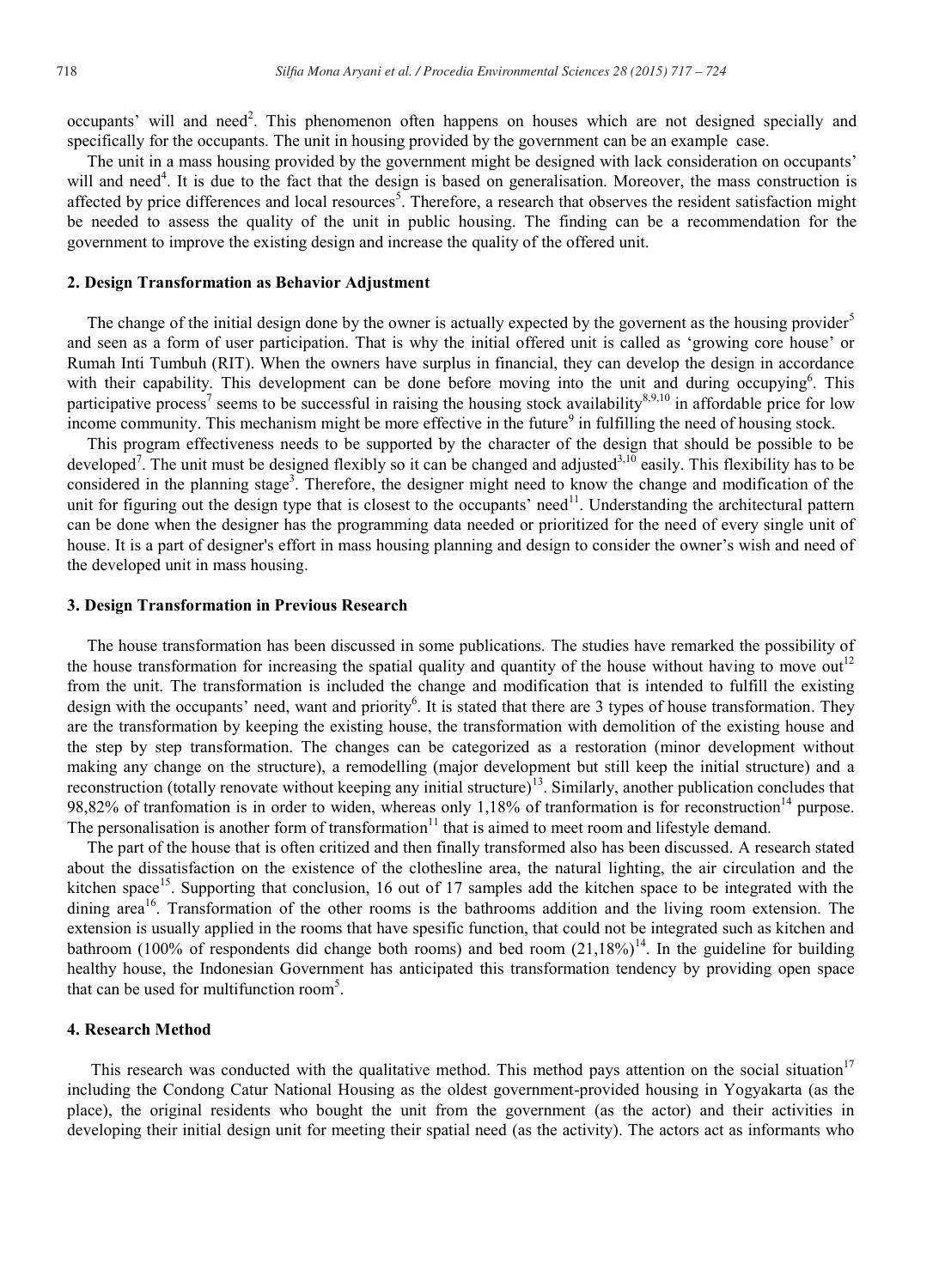occupants' will and need[2]. This phenomenon often happens on houses which are not designed specially and specifically for the occupants. The unit in housing provided by the government can be an example case.

The unit in a mass housing provided by the government might be designed with lack consideration on occupants' will and need[4]. It is due to the fact that the design is based on generalisation. Moreover, the mass construction is affected by price differences and local resources[5]. Therefore, a research that observes the resident satisfaction might be needed to assess the quality of the unit in public housing. The finding can be a recommendation for the government to improve the existing design and increase the quality of the offered unit.

## 2. Design Transformation as Behavior Adjustment

The change of the initial design done by the owner is actually expected by the governent as the housing provider[5] and seen as a form of user participation. That is why the initial offered unit is called as 'growing core house' or Rumah Inti Tumbuh (RIT). When the owners have surplus in financial, they can develop the design in accordance with their capability. This development can be done before moving into the unit and during occupying[6]. This participative process[7] seems to be successful in raising the housing stock availability[8,9,10] in affordable price for low income community. This mechanism might be more effective in the future[9] in fulfilling the need of housing stock.

This program effectiveness needs to be supported by the character of the design that should be possible to be developed[7]. The unit must be designed flexibly so it can be changed and adjusted[3,10] easily. This flexibility has to be considered in the planning stage[3]. Therefore, the designer might need to know the change and modification of the unit for figuring out the design type that is closest to the occupants' need[11]. Understanding the architectural pattern can be done when the designer has the programming data needed or prioritized for the need of every single unit of house. It is a part of designer's effort in mass housing planning and design to consider the owner's wish and need of the developed unit in mass housing.

## 3. Design Transformation in Previous Research

The house transformation has been discussed in some publications. The studies have remarked the possibility of the house transformation for increasing the spatial quality and quantity of the house without having to move out[12] from the unit. The transformation is included the change and modification that is intended to fulfill the existing design with the occupants' need, want and priority[6]. It is stated that there are 3 types of house transformation. They are the transformation by keeping the existing house, the transformation with demolition of the existing house and the step by step transformation. The changes can be categorized as a restoration (minor development without making any change on the structure), a remodelling (major development but still keep the initial structure) and a reconstruction (totally renovate without keeping any initial structure)[13]. Similarly, another publication concludes that 98,82% of tranfomation is in order to widen, whereas only 1,18% of tranformation is for reconstruction[14] purpose. The personalisation is another form of transformation[11] that is aimed to meet room and lifestyle demand.

The part of the house that is often critized and then finally transformed also has been discussed. A research stated about the dissatisfaction on the existence of the clothesline area, the natural lighting, the air circulation and the kitchen space[15]. Supporting that conclusion, 16 out of 17 samples add the kitchen space to be integrated with the dining area[16]. Transformation of the other rooms is the bathrooms addition and the living room extension. The extension is usually applied in the rooms that have spesific function, that could not be integrated such as kitchen and bathroom (100% of respondents did change both rooms) and bed room (21,18%)[14]. In the guideline for building healthy house, the Indonesian Government has anticipated this transformation tendency by providing open space that can be used for multifunction room[5].

## 4. Research Method

This research was conducted with the qualitative method. This method pays attention on the social situation[17] including the Condong Catur National Housing as the oldest government-provided housing in Yogyakarta (as the place), the original residents who bought the unit from the government (as the actor) and their activities in developing their initial design unit for meeting their spatial need (as the activity). The actors act as informants who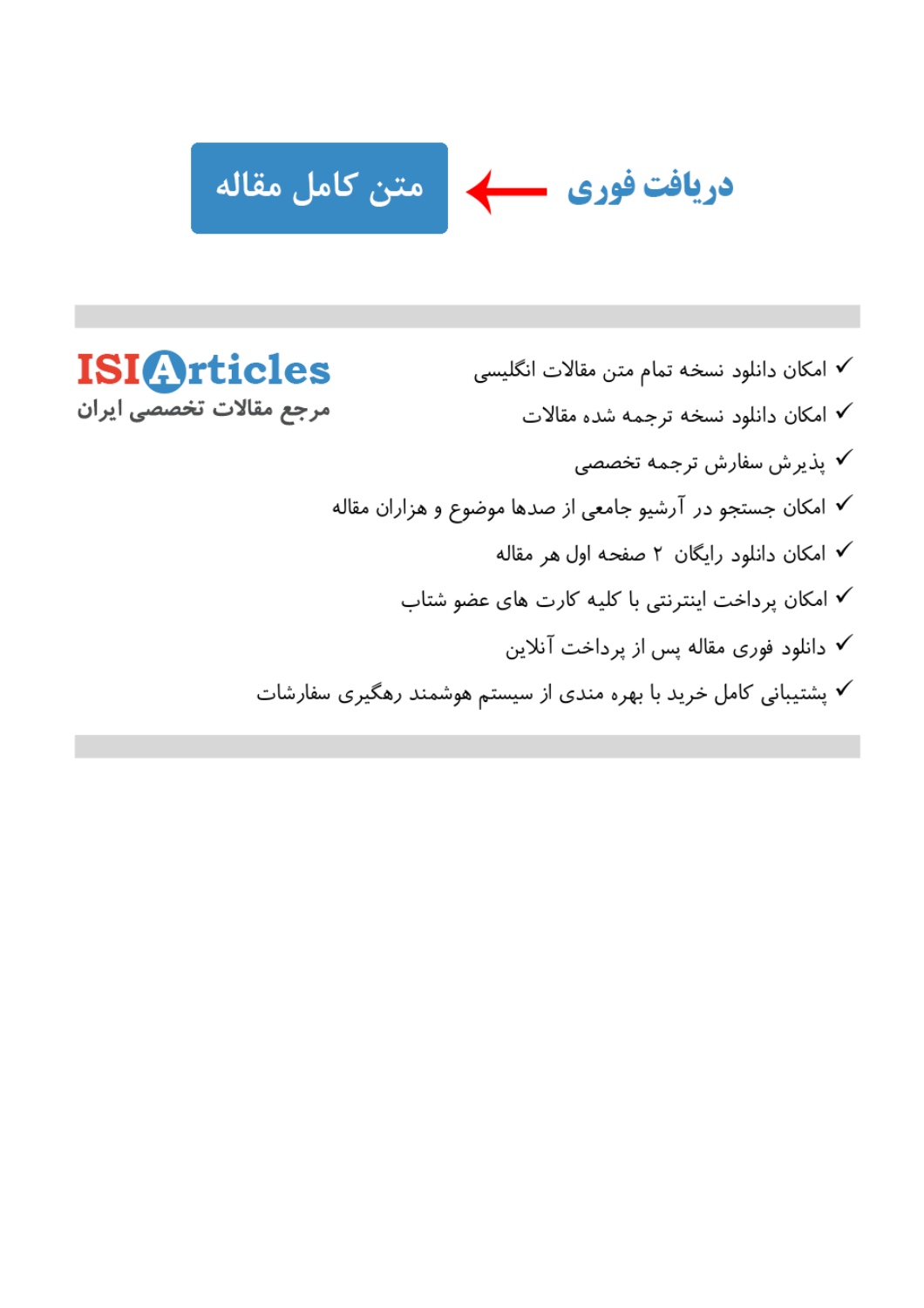دریافت فوری ← متن کامل مقاله

**ISIArticles**
مرجع مقالات تخصصی ایران

- ✓ امکان دانلود نسخه تمام متن مقالات انگلیسی
- ✓ امکان دانلود نسخه ترجمه شده مقالات
- ✓ پذیرش سفارش ترجمه تخصصی
- ✓ امکان جستجو در آرشیو جامعی از صدها موضوع و هزاران مقاله
- ✓ امکان دانلود رایگان ۲ صفحه اول هر مقاله
- ✓ امکان پرداخت اینترنتی با کلیه کارت های عضو شتاب
- ✓ دانلود فوری مقاله پس از پرداخت آنلاین
- ✓ پشتیبانی کامل خرید با بهره مندی از سیستم هوشمند رهگیری سفارشات